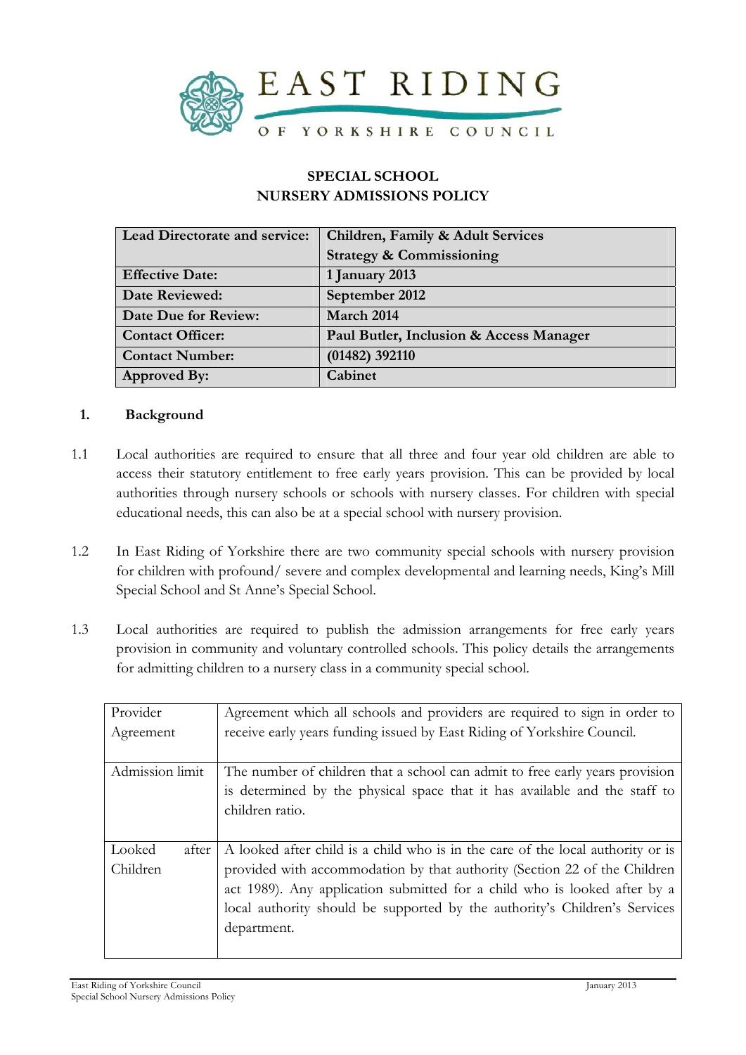EAST RIDING OF YORKSHIRE COUNCIL

# SPECIAL SCHOOL NURSERY ADMISSIONS POLICY

| **Lead Directorate and service:** | **Children, Family & Adult Services Strategy & Commissioning** |
|---|---|
| **Effective Date:** | **1 January 2013** |
| **Date Reviewed:** | **September 2012** |
| **Date Due for Review:** | **March 2014** |
| **Contact Officer:** | **Paul Butler, Inclusion & Access Manager** |
| **Contact Number:** | **(01482) 392110** |
| **Approved By:** | **Cabinet** |

## 1. Background

1.1 Local authorities are required to ensure that all three and four year old children are able to access their statutory entitlement to free early years provision. This can be provided by local authorities through nursery schools or schools with nursery classes. For children with special educational needs, this can also be at a special school with nursery provision.

1.2 In East Riding of Yorkshire there are two community special schools with nursery provision for children with profound/ severe and complex developmental and learning needs, King's Mill Special School and St Anne's Special School.

1.3 Local authorities are required to publish the admission arrangements for free early years provision in community and voluntary controlled schools. This policy details the arrangements for admitting children to a nursery class in a community special school.

| | |
|---|---|
| Provider Agreement | Agreement which all schools and providers are required to sign in order to receive early years funding issued by East Riding of Yorkshire Council. |
| Admission limit | The number of children that a school can admit to free early years provision is determined by the physical space that it has available and the staff to children ratio. |
| Looked after Children | A looked after child is a child who is in the care of the local authority or is provided with accommodation by that authority (Section 22 of the Children act 1989). Any application submitted for a child who is looked after by a local authority should be supported by the authority's Children's Services department. |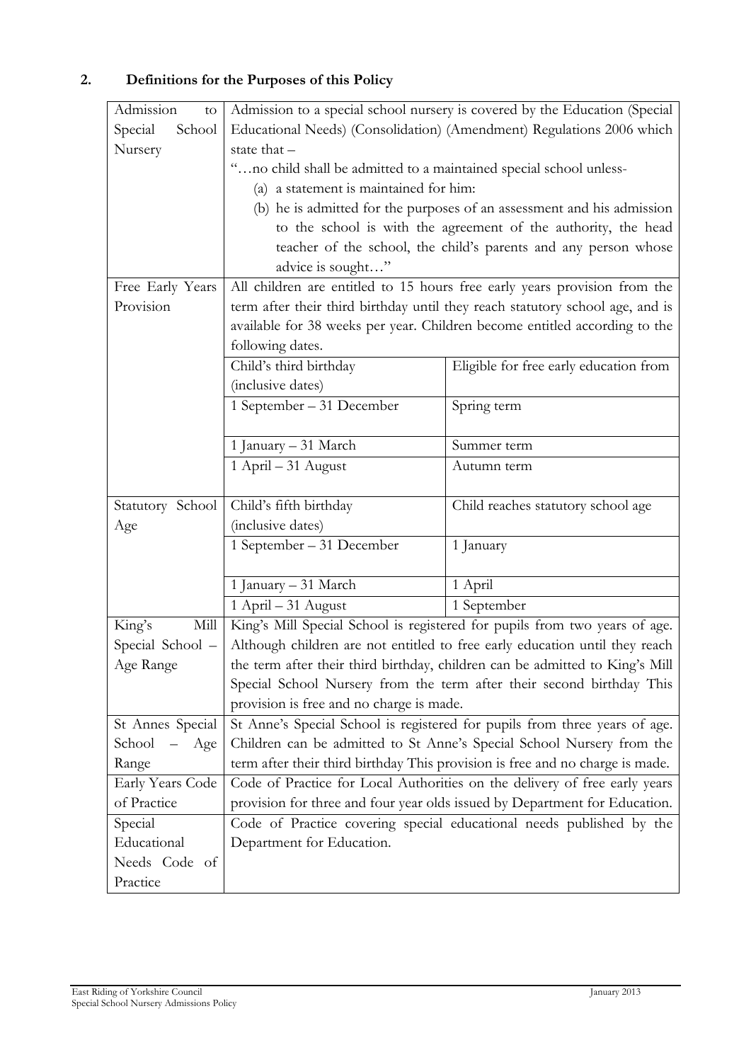## 2. Definitions for the Purposes of this Policy

| Term | Definition | |
|---|---|---|
| Admission to Special School Nursery | Admission to a special school nursery is covered by the Education (Special Educational Needs) (Consolidation) (Amendment) Regulations 2006 which state that – "…no child shall be admitted to a maintained special school unless- (a) a statement is maintained for him: (b) he is admitted for the purposes of an assessment and his admission to the school is with the agreement of the authority, the head teacher of the school, the child's parents and any person whose advice is sought…" | |
| Free Early Years Provision | All children are entitled to 15 hours free early years provision from the term after their third birthday until they reach statutory school age, and is available for 38 weeks per year. Children become entitled according to the following dates. | |
| | Child's third birthday (inclusive dates) | Eligible for free early education from |
| | 1 September – 31 December | Spring term |
| | 1 January – 31 March | Summer term |
| | 1 April – 31 August | Autumn term |
| Statutory School Age | Child's fifth birthday (inclusive dates) | Child reaches statutory school age |
| | 1 September – 31 December | 1 January |
| | 1 January – 31 March | 1 April |
| | 1 April – 31 August | 1 September |
| King's Mill Special School – Age Range | King's Mill Special School is registered for pupils from two years of age. Although children are not entitled to free early education until they reach the term after their third birthday, children can be admitted to King's Mill Special School Nursery from the term after their second birthday This provision is free and no charge is made. | |
| St Annes Special School – Age Range | St Anne's Special School is registered for pupils from three years of age. Children can be admitted to St Anne's Special School Nursery from the term after their third birthday This provision is free and no charge is made. | |
| Early Years Code of Practice | Code of Practice for Local Authorities on the delivery of free early years provision for three and four year olds issued by Department for Education. | |
| Special Educational Needs Code of Practice | Code of Practice covering special educational needs published by the Department for Education. | |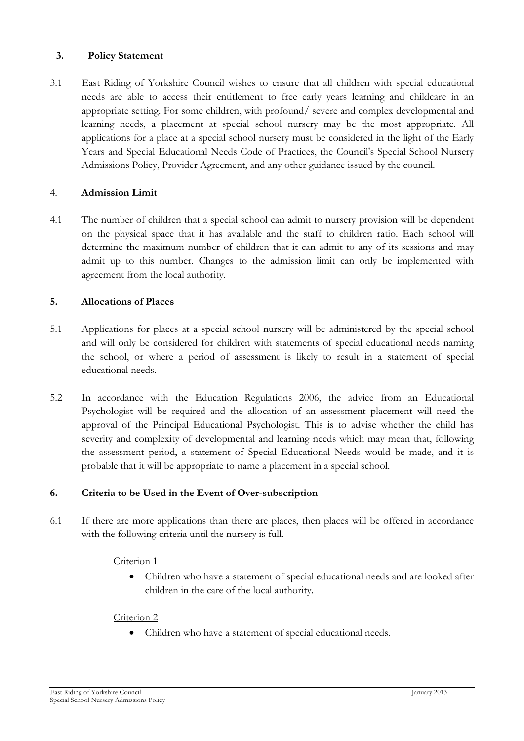## 3. Policy Statement

3.1 East Riding of Yorkshire Council wishes to ensure that all children with special educational needs are able to access their entitlement to free early years learning and childcare in an appropriate setting. For some children, with profound/ severe and complex developmental and learning needs, a placement at special school nursery may be the most appropriate. All applications for a place at a special school nursery must be considered in the light of the Early Years and Special Educational Needs Code of Practices, the Council's Special School Nursery Admissions Policy, Provider Agreement, and any other guidance issued by the council.

## 4. Admission Limit

4.1 The number of children that a special school can admit to nursery provision will be dependent on the physical space that it has available and the staff to children ratio. Each school will determine the maximum number of children that it can admit to any of its sessions and may admit up to this number. Changes to the admission limit can only be implemented with agreement from the local authority.

## 5. Allocations of Places

5.1 Applications for places at a special school nursery will be administered by the special school and will only be considered for children with statements of special educational needs naming the school, or where a period of assessment is likely to result in a statement of special educational needs.

5.2 In accordance with the Education Regulations 2006, the advice from an Educational Psychologist will be required and the allocation of an assessment placement will need the approval of the Principal Educational Psychologist. This is to advise whether the child has severity and complexity of developmental and learning needs which may mean that, following the assessment period, a statement of Special Educational Needs would be made, and it is probable that it will be appropriate to name a placement in a special school.

## 6. Criteria to be Used in the Event of Over-subscription

6.1 If there are more applications than there are places, then places will be offered in accordance with the following criteria until the nursery is full.

Criterion 1

- Children who have a statement of special educational needs and are looked after children in the care of the local authority.

Criterion 2

- Children who have a statement of special educational needs.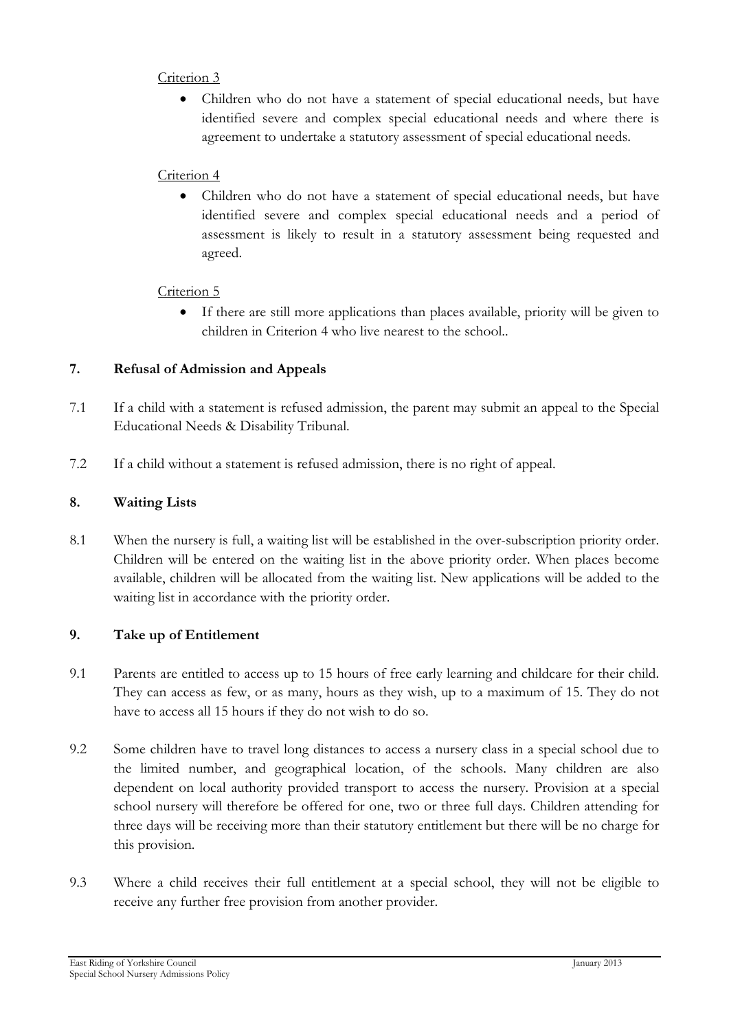Criterion 3

- Children who do not have a statement of special educational needs, but have identified severe and complex special educational needs and where there is agreement to undertake a statutory assessment of special educational needs.

Criterion 4

- Children who do not have a statement of special educational needs, but have identified severe and complex special educational needs and a period of assessment is likely to result in a statutory assessment being requested and agreed.

Criterion 5

- If there are still more applications than places available, priority will be given to children in Criterion 4 who live nearest to the school..

## 7. Refusal of Admission and Appeals

7.1 If a child with a statement is refused admission, the parent may submit an appeal to the Special Educational Needs & Disability Tribunal.

7.2 If a child without a statement is refused admission, there is no right of appeal.

## 8. Waiting Lists

8.1 When the nursery is full, a waiting list will be established in the over-subscription priority order. Children will be entered on the waiting list in the above priority order. When places become available, children will be allocated from the waiting list. New applications will be added to the waiting list in accordance with the priority order.

## 9. Take up of Entitlement

9.1 Parents are entitled to access up to 15 hours of free early learning and childcare for their child. They can access as few, or as many, hours as they wish, up to a maximum of 15. They do not have to access all 15 hours if they do not wish to do so.

9.2 Some children have to travel long distances to access a nursery class in a special school due to the limited number, and geographical location, of the schools. Many children are also dependent on local authority provided transport to access the nursery. Provision at a special school nursery will therefore be offered for one, two or three full days. Children attending for three days will be receiving more than their statutory entitlement but there will be no charge for this provision.

9.3 Where a child receives their full entitlement at a special school, they will not be eligible to receive any further free provision from another provider.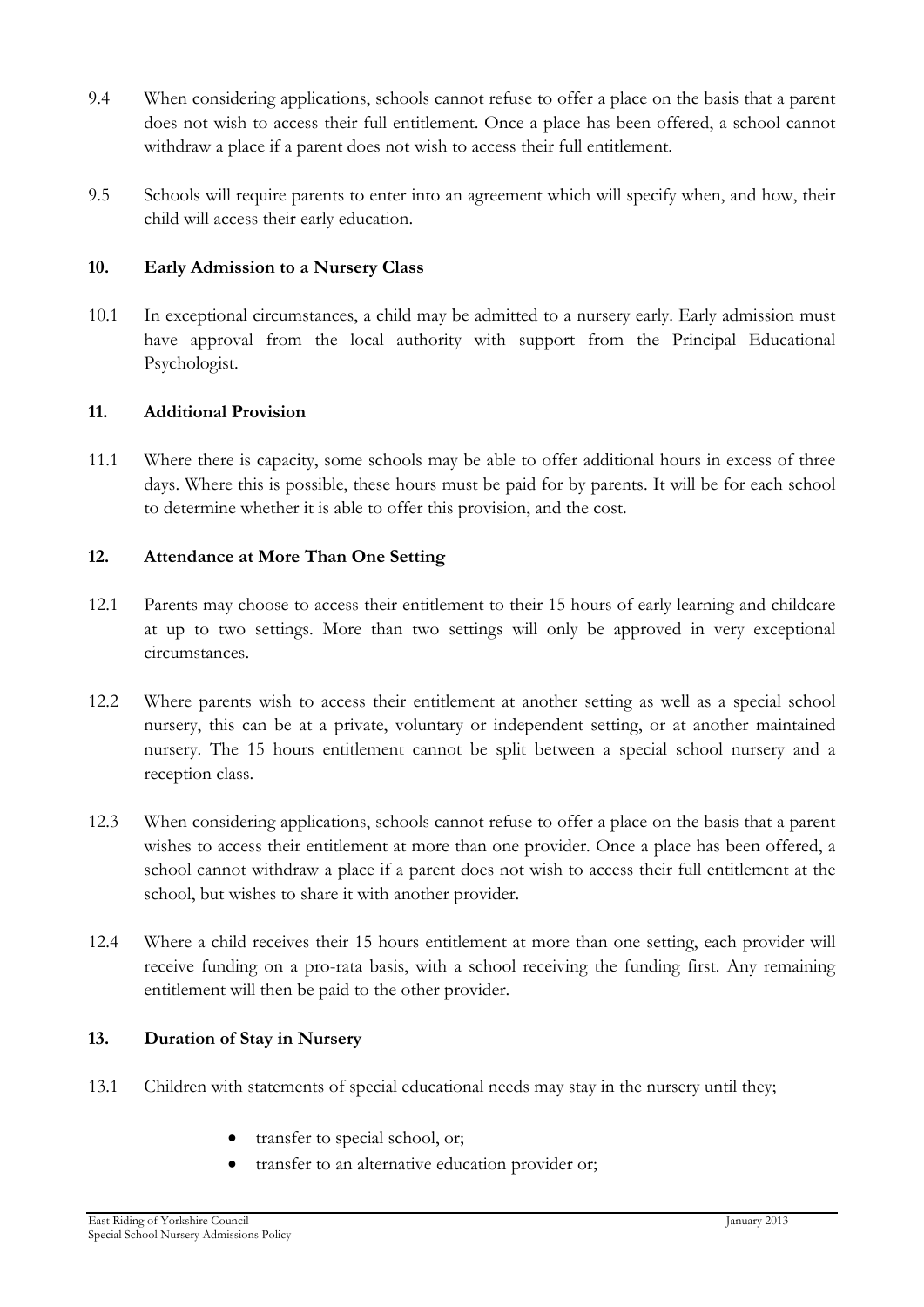9.4 When considering applications, schools cannot refuse to offer a place on the basis that a parent does not wish to access their full entitlement. Once a place has been offered, a school cannot withdraw a place if a parent does not wish to access their full entitlement.

9.5 Schools will require parents to enter into an agreement which will specify when, and how, their child will access their early education.

## 10. Early Admission to a Nursery Class

10.1 In exceptional circumstances, a child may be admitted to a nursery early. Early admission must have approval from the local authority with support from the Principal Educational Psychologist.

## 11. Additional Provision

11.1 Where there is capacity, some schools may be able to offer additional hours in excess of three days. Where this is possible, these hours must be paid for by parents. It will be for each school to determine whether it is able to offer this provision, and the cost.

## 12. Attendance at More Than One Setting

12.1 Parents may choose to access their entitlement to their 15 hours of early learning and childcare at up to two settings. More than two settings will only be approved in very exceptional circumstances.

12.2 Where parents wish to access their entitlement at another setting as well as a special school nursery, this can be at a private, voluntary or independent setting, or at another maintained nursery. The 15 hours entitlement cannot be split between a special school nursery and a reception class.

12.3 When considering applications, schools cannot refuse to offer a place on the basis that a parent wishes to access their entitlement at more than one provider. Once a place has been offered, a school cannot withdraw a place if a parent does not wish to access their full entitlement at the school, but wishes to share it with another provider.

12.4 Where a child receives their 15 hours entitlement at more than one setting, each provider will receive funding on a pro-rata basis, with a school receiving the funding first. Any remaining entitlement will then be paid to the other provider.

## 13. Duration of Stay in Nursery

13.1 Children with statements of special educational needs may stay in the nursery until they;

- transfer to special school, or;
- transfer to an alternative education provider or;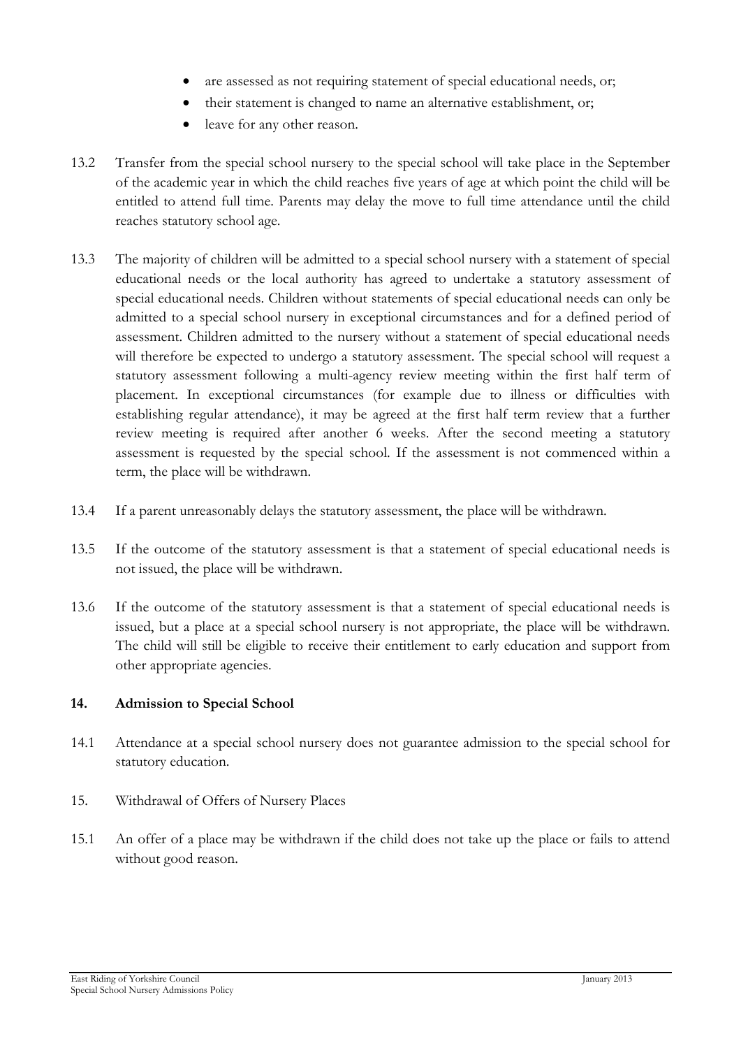- are assessed as not requiring statement of special educational needs, or;
- their statement is changed to name an alternative establishment, or;
- leave for any other reason.

13.2 Transfer from the special school nursery to the special school will take place in the September of the academic year in which the child reaches five years of age at which point the child will be entitled to attend full time. Parents may delay the move to full time attendance until the child reaches statutory school age.

13.3 The majority of children will be admitted to a special school nursery with a statement of special educational needs or the local authority has agreed to undertake a statutory assessment of special educational needs. Children without statements of special educational needs can only be admitted to a special school nursery in exceptional circumstances and for a defined period of assessment. Children admitted to the nursery without a statement of special educational needs will therefore be expected to undergo a statutory assessment. The special school will request a statutory assessment following a multi-agency review meeting within the first half term of placement. In exceptional circumstances (for example due to illness or difficulties with establishing regular attendance), it may be agreed at the first half term review that a further review meeting is required after another 6 weeks. After the second meeting a statutory assessment is requested by the special school. If the assessment is not commenced within a term, the place will be withdrawn.

13.4 If a parent unreasonably delays the statutory assessment, the place will be withdrawn.

13.5 If the outcome of the statutory assessment is that a statement of special educational needs is not issued, the place will be withdrawn.

13.6 If the outcome of the statutory assessment is that a statement of special educational needs is issued, but a place at a special school nursery is not appropriate, the place will be withdrawn. The child will still be eligible to receive their entitlement to early education and support from other appropriate agencies.

## 14. Admission to Special School

14.1 Attendance at a special school nursery does not guarantee admission to the special school for statutory education.

15. Withdrawal of Offers of Nursery Places

15.1 An offer of a place may be withdrawn if the child does not take up the place or fails to attend without good reason.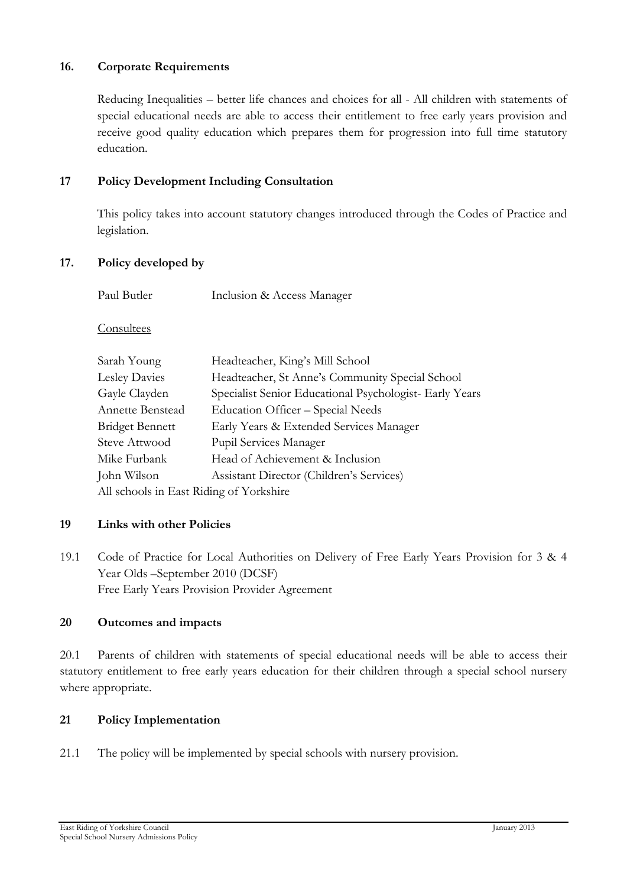**16. Corporate Requirements**

Reducing Inequalities – better life chances and choices for all - All children with statements of special educational needs are able to access their entitlement to free early years provision and receive good quality education which prepares them for progression into full time statutory education.

**17 Policy Development Including Consultation**

This policy takes into account statutory changes introduced through the Codes of Practice and legislation.

**17. Policy developed by**

| | |
|---|---|
| Paul Butler | Inclusion & Access Manager |

Consultees

| | |
|---|---|
| Sarah Young | Headteacher, King's Mill School |
| Lesley Davies | Headteacher, St Anne's Community Special School |
| Gayle Clayden | Specialist Senior Educational Psychologist- Early Years |
| Annette Benstead | Education Officer – Special Needs |
| Bridget Bennett | Early Years & Extended Services Manager |
| Steve Attwood | Pupil Services Manager |
| Mike Furbank | Head of Achievement & Inclusion |
| John Wilson | Assistant Director (Children's Services) |

All schools in East Riding of Yorkshire

**19 Links with other Policies**

19.1 Code of Practice for Local Authorities on Delivery of Free Early Years Provision for 3 & 4 Year Olds –September 2010 (DCSF)
Free Early Years Provision Provider Agreement

**20 Outcomes and impacts**

20.1 Parents of children with statements of special educational needs will be able to access their statutory entitlement to free early years education for their children through a special school nursery where appropriate.

**21 Policy Implementation**

21.1 The policy will be implemented by special schools with nursery provision.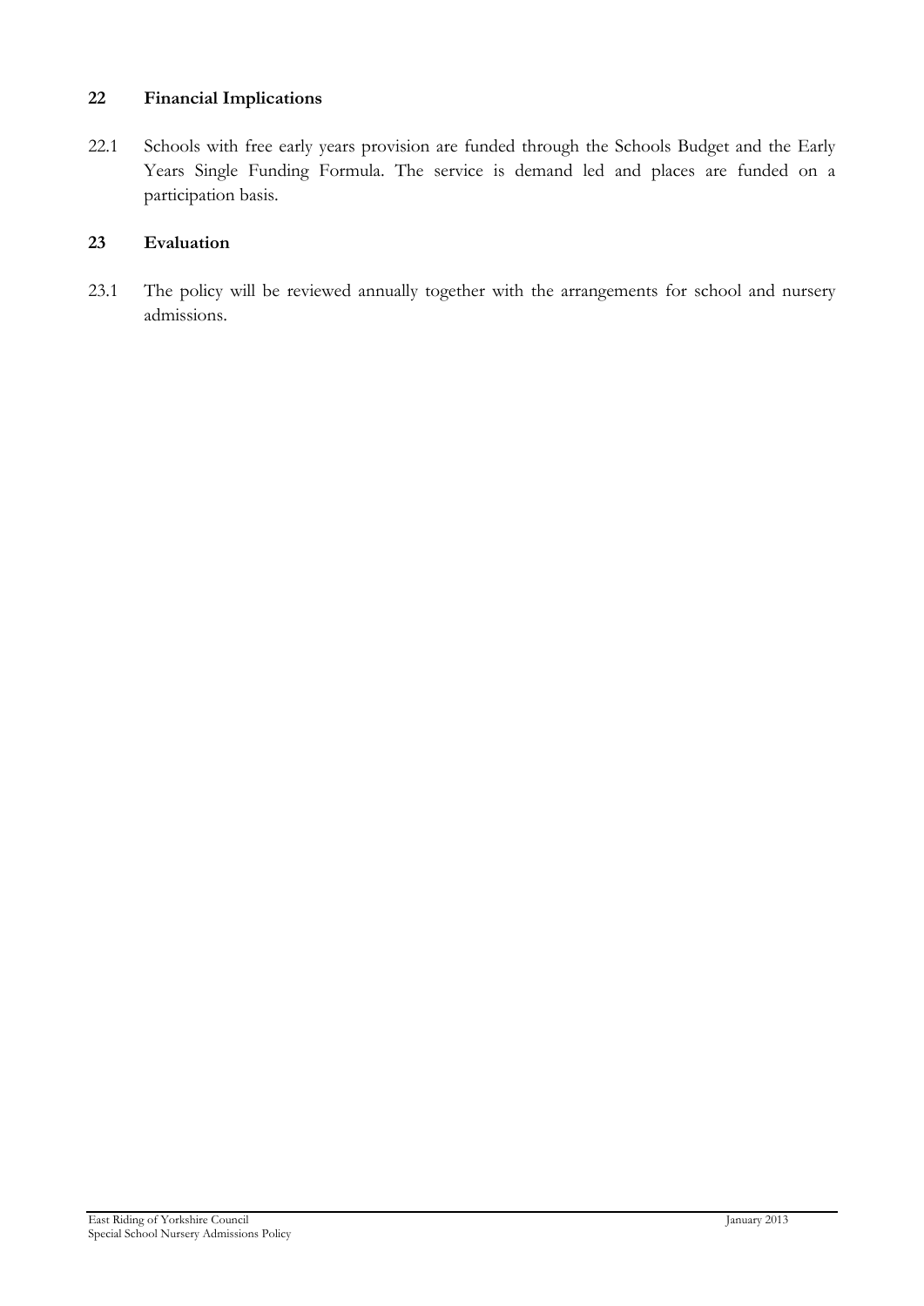## 22 Financial Implications

22.1 Schools with free early years provision are funded through the Schools Budget and the Early Years Single Funding Formula. The service is demand led and places are funded on a participation basis.

## 23 Evaluation

23.1 The policy will be reviewed annually together with the arrangements for school and nursery admissions.